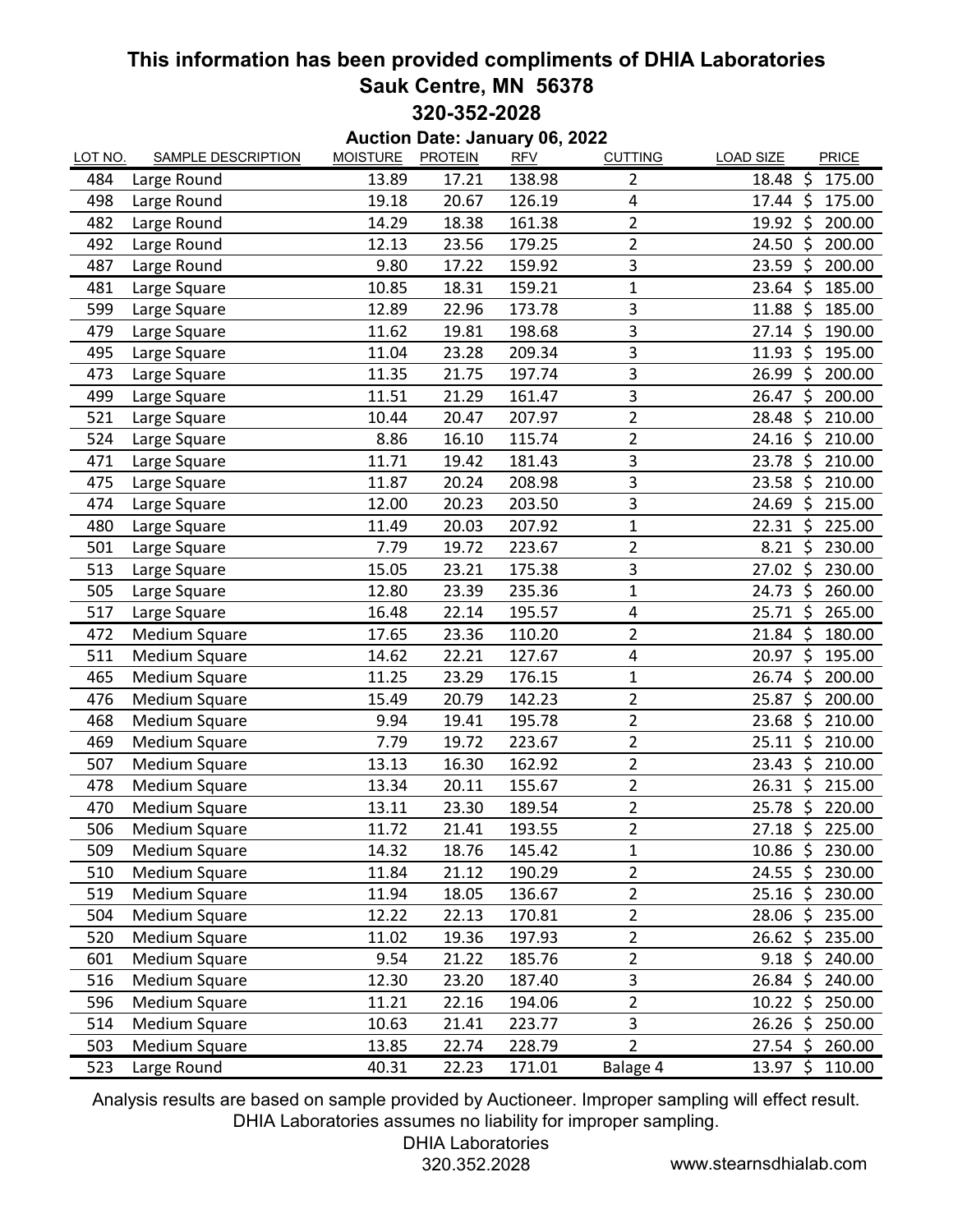# This information has been provided compliments of DHIA Laboratories

## Sauk Centre, MN 56378

## 320-352-2028

### Auction Date: January 06, 2022

| LOT NO. | SAMPLE DESCRIPTION | MOISTURE | PROTEIN | RFV | CUTTING | LOAD SIZE | PRICE |
|---|---|---|---|---|---|---|---|
| 484 | Large Round | 13.89 | 17.21 | 138.98 | 2 | 18.48 | $ 175.00 |
| 498 | Large Round | 19.18 | 20.67 | 126.19 | 4 | 17.44 | $ 175.00 |
| 482 | Large Round | 14.29 | 18.38 | 161.38 | 2 | 19.92 | $ 200.00 |
| 492 | Large Round | 12.13 | 23.56 | 179.25 | 2 | 24.50 | $ 200.00 |
| 487 | Large Round | 9.80 | 17.22 | 159.92 | 3 | 23.59 | $ 200.00 |
| 481 | Large Square | 10.85 | 18.31 | 159.21 | 1 | 23.64 | $ 185.00 |
| 599 | Large Square | 12.89 | 22.96 | 173.78 | 3 | 11.88 | $ 185.00 |
| 479 | Large Square | 11.62 | 19.81 | 198.68 | 3 | 27.14 | $ 190.00 |
| 495 | Large Square | 11.04 | 23.28 | 209.34 | 3 | 11.93 | $ 195.00 |
| 473 | Large Square | 11.35 | 21.75 | 197.74 | 3 | 26.99 | $ 200.00 |
| 499 | Large Square | 11.51 | 21.29 | 161.47 | 3 | 26.47 | $ 200.00 |
| 521 | Large Square | 10.44 | 20.47 | 207.97 | 2 | 28.48 | $ 210.00 |
| 524 | Large Square | 8.86 | 16.10 | 115.74 | 2 | 24.16 | $ 210.00 |
| 471 | Large Square | 11.71 | 19.42 | 181.43 | 3 | 23.78 | $ 210.00 |
| 475 | Large Square | 11.87 | 20.24 | 208.98 | 3 | 23.58 | $ 210.00 |
| 474 | Large Square | 12.00 | 20.23 | 203.50 | 3 | 24.69 | $ 215.00 |
| 480 | Large Square | 11.49 | 20.03 | 207.92 | 1 | 22.31 | $ 225.00 |
| 501 | Large Square | 7.79 | 19.72 | 223.67 | 2 | 8.21 | $ 230.00 |
| 513 | Large Square | 15.05 | 23.21 | 175.38 | 3 | 27.02 | $ 230.00 |
| 505 | Large Square | 12.80 | 23.39 | 235.36 | 1 | 24.73 | $ 260.00 |
| 517 | Large Square | 16.48 | 22.14 | 195.57 | 4 | 25.71 | $ 265.00 |
| 472 | Medium Square | 17.65 | 23.36 | 110.20 | 2 | 21.84 | $ 180.00 |
| 511 | Medium Square | 14.62 | 22.21 | 127.67 | 4 | 20.97 | $ 195.00 |
| 465 | Medium Square | 11.25 | 23.29 | 176.15 | 1 | 26.74 | $ 200.00 |
| 476 | Medium Square | 15.49 | 20.79 | 142.23 | 2 | 25.87 | $ 200.00 |
| 468 | Medium Square | 9.94 | 19.41 | 195.78 | 2 | 23.68 | $ 210.00 |
| 469 | Medium Square | 7.79 | 19.72 | 223.67 | 2 | 25.11 | $ 210.00 |
| 507 | Medium Square | 13.13 | 16.30 | 162.92 | 2 | 23.43 | $ 210.00 |
| 478 | Medium Square | 13.34 | 20.11 | 155.67 | 2 | 26.31 | $ 215.00 |
| 470 | Medium Square | 13.11 | 23.30 | 189.54 | 2 | 25.78 | $ 220.00 |
| 506 | Medium Square | 11.72 | 21.41 | 193.55 | 2 | 27.18 | $ 225.00 |
| 509 | Medium Square | 14.32 | 18.76 | 145.42 | 1 | 10.86 | $ 230.00 |
| 510 | Medium Square | 11.84 | 21.12 | 190.29 | 2 | 24.55 | $ 230.00 |
| 519 | Medium Square | 11.94 | 18.05 | 136.67 | 2 | 25.16 | $ 230.00 |
| 504 | Medium Square | 12.22 | 22.13 | 170.81 | 2 | 28.06 | $ 235.00 |
| 520 | Medium Square | 11.02 | 19.36 | 197.93 | 2 | 26.62 | $ 235.00 |
| 601 | Medium Square | 9.54 | 21.22 | 185.76 | 2 | 9.18 | $ 240.00 |
| 516 | Medium Square | 12.30 | 23.20 | 187.40 | 3 | 26.84 | $ 240.00 |
| 596 | Medium Square | 11.21 | 22.16 | 194.06 | 2 | 10.22 | $ 250.00 |
| 514 | Medium Square | 10.63 | 21.41 | 223.77 | 3 | 26.26 | $ 250.00 |
| 503 | Medium Square | 13.85 | 22.74 | 228.79 | 2 | 27.54 | $ 260.00 |
| 523 | Large Round | 40.31 | 22.23 | 171.01 | Balage 4 | 13.97 | $ 110.00 |

Analysis results are based on sample provided by Auctioneer. Improper sampling will effect result.
DHIA Laboratories assumes no liability for improper sampling.

DHIA Laboratories
320.352.2028

www.stearnsdhialab.com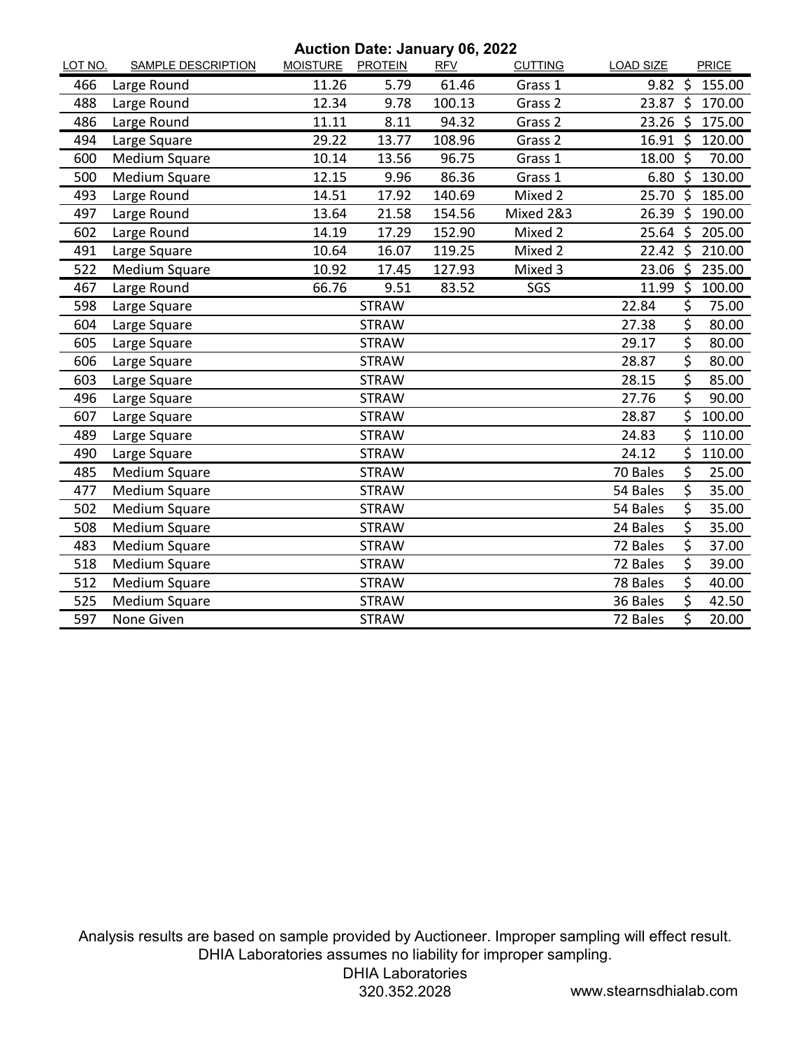**Auction Date: January 06, 2022**

| LOT NO. | SAMPLE DESCRIPTION | MOISTURE | PROTEIN | RFV | CUTTING | LOAD SIZE | PRICE |
|---|---|---|---|---|---|---|---|
| 466 | Large Round | 11.26 | 5.79 | 61.46 | Grass 1 | 9.82 | $ 155.00 |
| 488 | Large Round | 12.34 | 9.78 | 100.13 | Grass 2 | 23.87 | $ 170.00 |
| 486 | Large Round | 11.11 | 8.11 | 94.32 | Grass 2 | 23.26 | $ 175.00 |
| 494 | Large Square | 29.22 | 13.77 | 108.96 | Grass 2 | 16.91 | $ 120.00 |
| 600 | Medium Square | 10.14 | 13.56 | 96.75 | Grass 1 | 18.00 | $ 70.00 |
| 500 | Medium Square | 12.15 | 9.96 | 86.36 | Grass 1 | 6.80 | $ 130.00 |
| 493 | Large Round | 14.51 | 17.92 | 140.69 | Mixed 2 | 25.70 | $ 185.00 |
| 497 | Large Round | 13.64 | 21.58 | 154.56 | Mixed 2&3 | 26.39 | $ 190.00 |
| 602 | Large Round | 14.19 | 17.29 | 152.90 | Mixed 2 | 25.64 | $ 205.00 |
| 491 | Large Square | 10.64 | 16.07 | 119.25 | Mixed 2 | 22.42 | $ 210.00 |
| 522 | Medium Square | 10.92 | 17.45 | 127.93 | Mixed 3 | 23.06 | $ 235.00 |
| 467 | Large Round | 66.76 | 9.51 | 83.52 | SGS | 11.99 | $ 100.00 |
| 598 | Large Square | | STRAW | | | 22.84 | $ 75.00 |
| 604 | Large Square | | STRAW | | | 27.38 | $ 80.00 |
| 605 | Large Square | | STRAW | | | 29.17 | $ 80.00 |
| 606 | Large Square | | STRAW | | | 28.87 | $ 80.00 |
| 603 | Large Square | | STRAW | | | 28.15 | $ 85.00 |
| 496 | Large Square | | STRAW | | | 27.76 | $ 90.00 |
| 607 | Large Square | | STRAW | | | 28.87 | $ 100.00 |
| 489 | Large Square | | STRAW | | | 24.83 | $ 110.00 |
| 490 | Large Square | | STRAW | | | 24.12 | $ 110.00 |
| 485 | Medium Square | | STRAW | | | 70 Bales | $ 25.00 |
| 477 | Medium Square | | STRAW | | | 54 Bales | $ 35.00 |
| 502 | Medium Square | | STRAW | | | 54 Bales | $ 35.00 |
| 508 | Medium Square | | STRAW | | | 24 Bales | $ 35.00 |
| 483 | Medium Square | | STRAW | | | 72 Bales | $ 37.00 |
| 518 | Medium Square | | STRAW | | | 72 Bales | $ 39.00 |
| 512 | Medium Square | | STRAW | | | 78 Bales | $ 40.00 |
| 525 | Medium Square | | STRAW | | | 36 Bales | $ 42.50 |
| 597 | None Given | | STRAW | | | 72 Bales | $ 20.00 |

Analysis results are based on sample provided by Auctioneer. Improper sampling will effect result.
DHIA Laboratories assumes no liability for improper sampling.

DHIA Laboratories
320.352.2028

www.stearnsdhialab.com